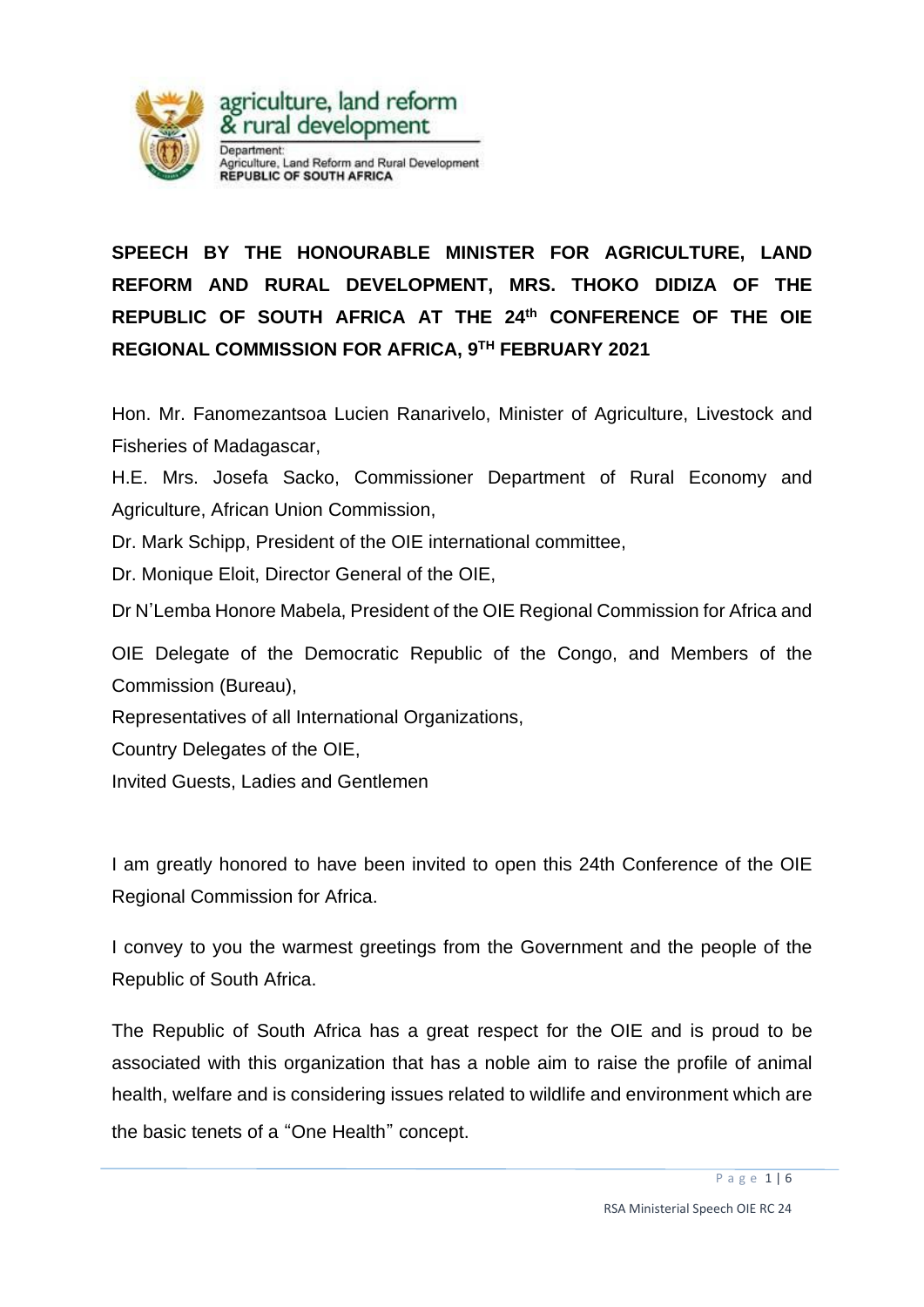agriculture, land reform & rural development

Department: Agriculture, Land Reform and Rural Development
**REPUBLIC OF SOUTH AFRICA**

**SPEECH BY THE HONOURABLE MINISTER FOR AGRICULTURE, LAND REFORM AND RURAL DEVELOPMENT, MRS. THOKO DIDIZA OF THE REPUBLIC OF SOUTH AFRICA AT THE 24th CONFERENCE OF THE OIE REGIONAL COMMISSION FOR AFRICA, 9TH FEBRUARY 2021**

Hon. Mr. Fanomezantsoa Lucien Ranarivelo, Minister of Agriculture, Livestock and Fisheries of Madagascar,

H.E. Mrs. Josefa Sacko, Commissioner Department of Rural Economy and Agriculture, African Union Commission,

Dr. Mark Schipp, President of the OIE international committee,

Dr. Monique Eloit, Director General of the OIE,

Dr N'Lemba Honore Mabela, President of the OIE Regional Commission for Africa and OIE Delegate of the Democratic Republic of the Congo, and Members of the Commission (Bureau),

Representatives of all International Organizations,

Country Delegates of the OIE,

Invited Guests, Ladies and Gentlemen

I am greatly honored to have been invited to open this 24th Conference of the OIE Regional Commission for Africa.

I convey to you the warmest greetings from the Government and the people of the Republic of South Africa.

The Republic of South Africa has a great respect for the OIE and is proud to be associated with this organization that has a noble aim to raise the profile of animal health, welfare and is considering issues related to wildlife and environment which are the basic tenets of a "One Health" concept.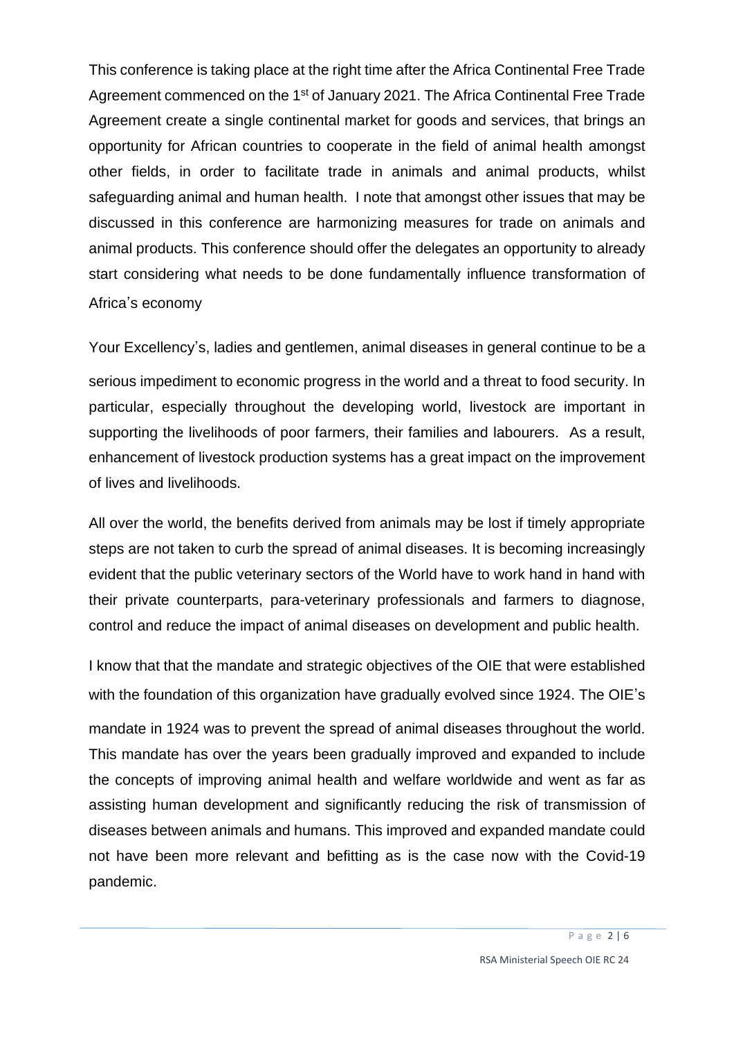This conference is taking place at the right time after the Africa Continental Free Trade Agreement commenced on the 1st of January 2021. The Africa Continental Free Trade Agreement create a single continental market for goods and services, that brings an opportunity for African countries to cooperate in the field of animal health amongst other fields, in order to facilitate trade in animals and animal products, whilst safeguarding animal and human health. I note that amongst other issues that may be discussed in this conference are harmonizing measures for trade on animals and animal products. This conference should offer the delegates an opportunity to already start considering what needs to be done fundamentally influence transformation of Africa's economy

Your Excellency's, ladies and gentlemen, animal diseases in general continue to be a serious impediment to economic progress in the world and a threat to food security. In particular, especially throughout the developing world, livestock are important in supporting the livelihoods of poor farmers, their families and labourers. As a result, enhancement of livestock production systems has a great impact on the improvement of lives and livelihoods.

All over the world, the benefits derived from animals may be lost if timely appropriate steps are not taken to curb the spread of animal diseases. It is becoming increasingly evident that the public veterinary sectors of the World have to work hand in hand with their private counterparts, para-veterinary professionals and farmers to diagnose, control and reduce the impact of animal diseases on development and public health.

I know that that the mandate and strategic objectives of the OIE that were established with the foundation of this organization have gradually evolved since 1924. The OIE's mandate in 1924 was to prevent the spread of animal diseases throughout the world. This mandate has over the years been gradually improved and expanded to include the concepts of improving animal health and welfare worldwide and went as far as assisting human development and significantly reducing the risk of transmission of diseases between animals and humans. This improved and expanded mandate could not have been more relevant and befitting as is the case now with the Covid-19 pandemic.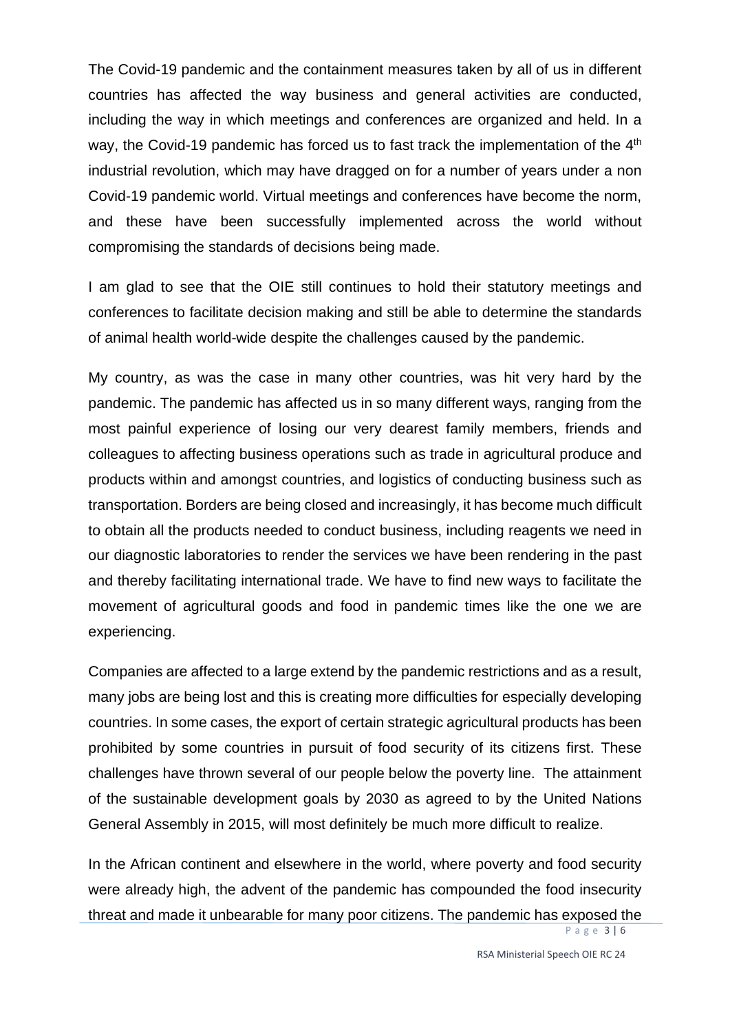The Covid-19 pandemic and the containment measures taken by all of us in different countries has affected the way business and general activities are conducted, including the way in which meetings and conferences are organized and held. In a way, the Covid-19 pandemic has forced us to fast track the implementation of the 4th industrial revolution, which may have dragged on for a number of years under a non Covid-19 pandemic world. Virtual meetings and conferences have become the norm, and these have been successfully implemented across the world without compromising the standards of decisions being made.

I am glad to see that the OIE still continues to hold their statutory meetings and conferences to facilitate decision making and still be able to determine the standards of animal health world-wide despite the challenges caused by the pandemic.

My country, as was the case in many other countries, was hit very hard by the pandemic. The pandemic has affected us in so many different ways, ranging from the most painful experience of losing our very dearest family members, friends and colleagues to affecting business operations such as trade in agricultural produce and products within and amongst countries, and logistics of conducting business such as transportation. Borders are being closed and increasingly, it has become much difficult to obtain all the products needed to conduct business, including reagents we need in our diagnostic laboratories to render the services we have been rendering in the past and thereby facilitating international trade. We have to find new ways to facilitate the movement of agricultural goods and food in pandemic times like the one we are experiencing.

Companies are affected to a large extend by the pandemic restrictions and as a result, many jobs are being lost and this is creating more difficulties for especially developing countries. In some cases, the export of certain strategic agricultural products has been prohibited by some countries in pursuit of food security of its citizens first. These challenges have thrown several of our people below the poverty line. The attainment of the sustainable development goals by 2030 as agreed to by the United Nations General Assembly in 2015, will most definitely be much more difficult to realize.

In the African continent and elsewhere in the world, where poverty and food security were already high, the advent of the pandemic has compounded the food insecurity threat and made it unbearable for many poor citizens. The pandemic has exposed the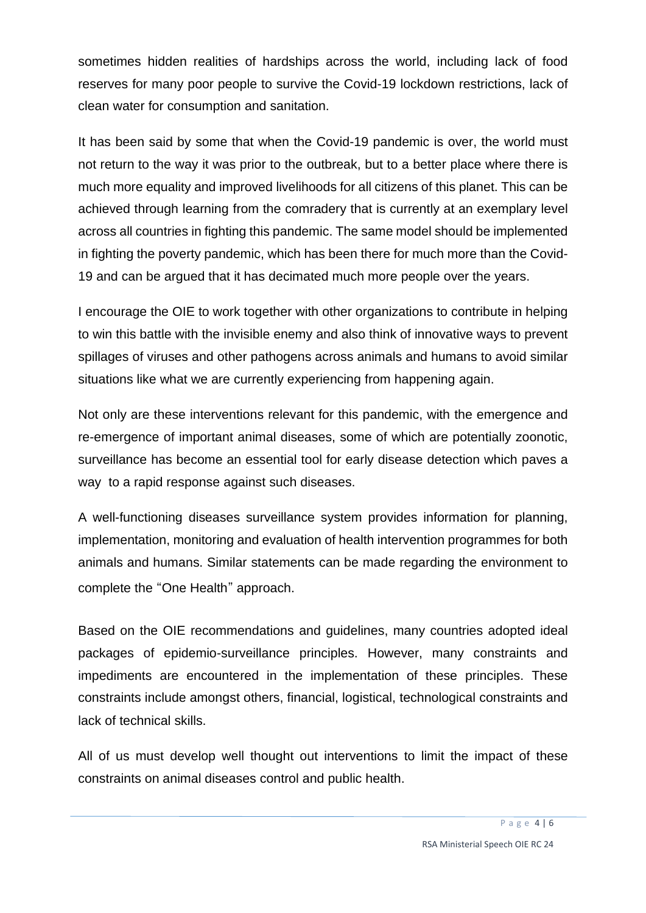sometimes hidden realities of hardships across the world, including lack of food reserves for many poor people to survive the Covid-19 lockdown restrictions, lack of clean water for consumption and sanitation.

It has been said by some that when the Covid-19 pandemic is over, the world must not return to the way it was prior to the outbreak, but to a better place where there is much more equality and improved livelihoods for all citizens of this planet. This can be achieved through learning from the comradery that is currently at an exemplary level across all countries in fighting this pandemic. The same model should be implemented in fighting the poverty pandemic, which has been there for much more than the Covid-19 and can be argued that it has decimated much more people over the years.

I encourage the OIE to work together with other organizations to contribute in helping to win this battle with the invisible enemy and also think of innovative ways to prevent spillages of viruses and other pathogens across animals and humans to avoid similar situations like what we are currently experiencing from happening again.

Not only are these interventions relevant for this pandemic, with the emergence and re-emergence of important animal diseases, some of which are potentially zoonotic, surveillance has become an essential tool for early disease detection which paves a way to a rapid response against such diseases.

A well-functioning diseases surveillance system provides information for planning, implementation, monitoring and evaluation of health intervention programmes for both animals and humans. Similar statements can be made regarding the environment to complete the "One Health" approach.

Based on the OIE recommendations and guidelines, many countries adopted ideal packages of epidemio-surveillance principles. However, many constraints and impediments are encountered in the implementation of these principles. These constraints include amongst others, financial, logistical, technological constraints and lack of technical skills.

All of us must develop well thought out interventions to limit the impact of these constraints on animal diseases control and public health.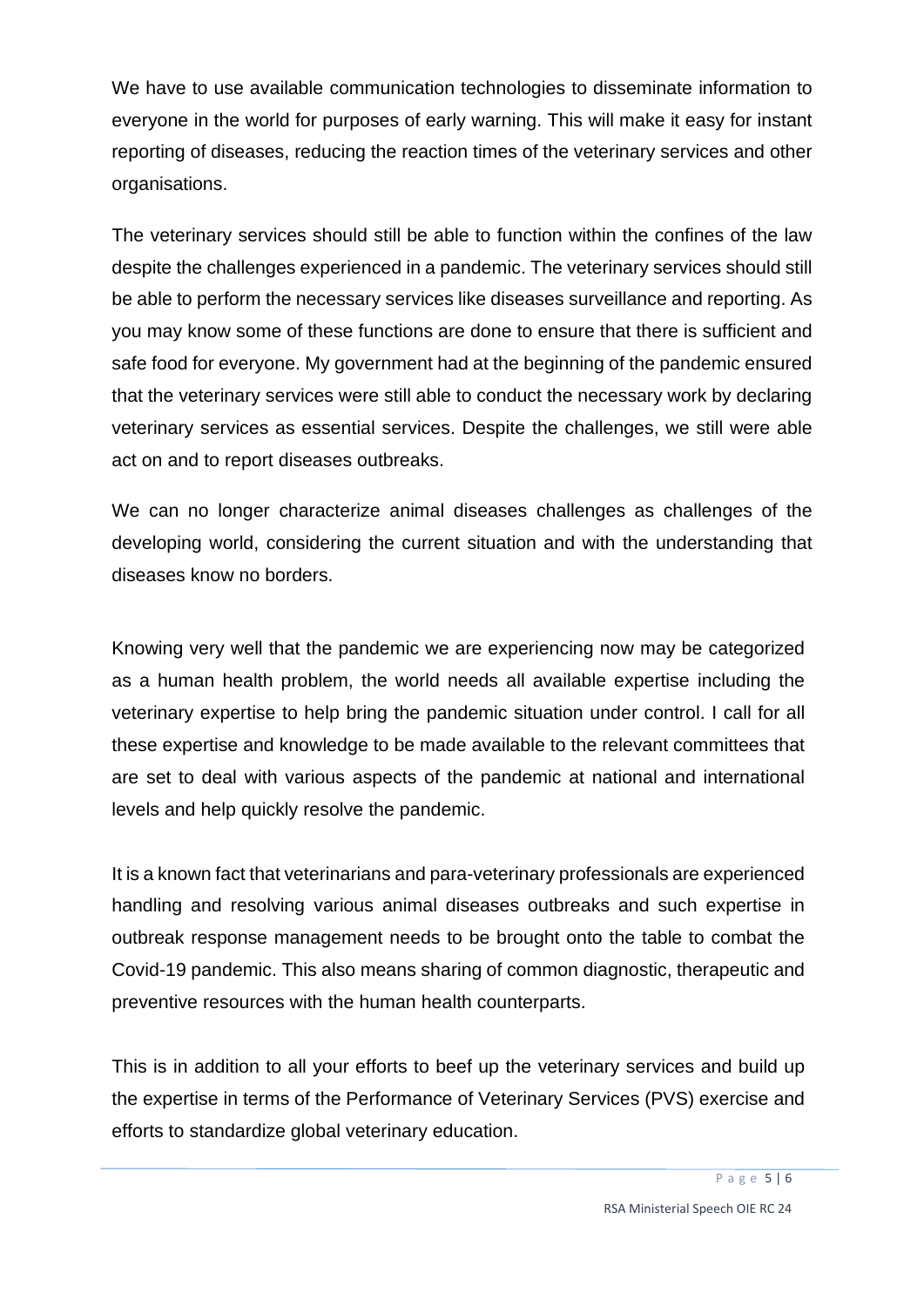We have to use available communication technologies to disseminate information to everyone in the world for purposes of early warning. This will make it easy for instant reporting of diseases, reducing the reaction times of the veterinary services and other organisations.

The veterinary services should still be able to function within the confines of the law despite the challenges experienced in a pandemic. The veterinary services should still be able to perform the necessary services like diseases surveillance and reporting. As you may know some of these functions are done to ensure that there is sufficient and safe food for everyone. My government had at the beginning of the pandemic ensured that the veterinary services were still able to conduct the necessary work by declaring veterinary services as essential services. Despite the challenges, we still were able act on and to report diseases outbreaks.

We can no longer characterize animal diseases challenges as challenges of the developing world, considering the current situation and with the understanding that diseases know no borders.

Knowing very well that the pandemic we are experiencing now may be categorized as a human health problem, the world needs all available expertise including the veterinary expertise to help bring the pandemic situation under control. I call for all these expertise and knowledge to be made available to the relevant committees that are set to deal with various aspects of the pandemic at national and international levels and help quickly resolve the pandemic.

It is a known fact that veterinarians and para-veterinary professionals are experienced handling and resolving various animal diseases outbreaks and such expertise in outbreak response management needs to be brought onto the table to combat the Covid-19 pandemic. This also means sharing of common diagnostic, therapeutic and preventive resources with the human health counterparts.

This is in addition to all your efforts to beef up the veterinary services and build up the expertise in terms of the Performance of Veterinary Services (PVS) exercise and efforts to standardize global veterinary education.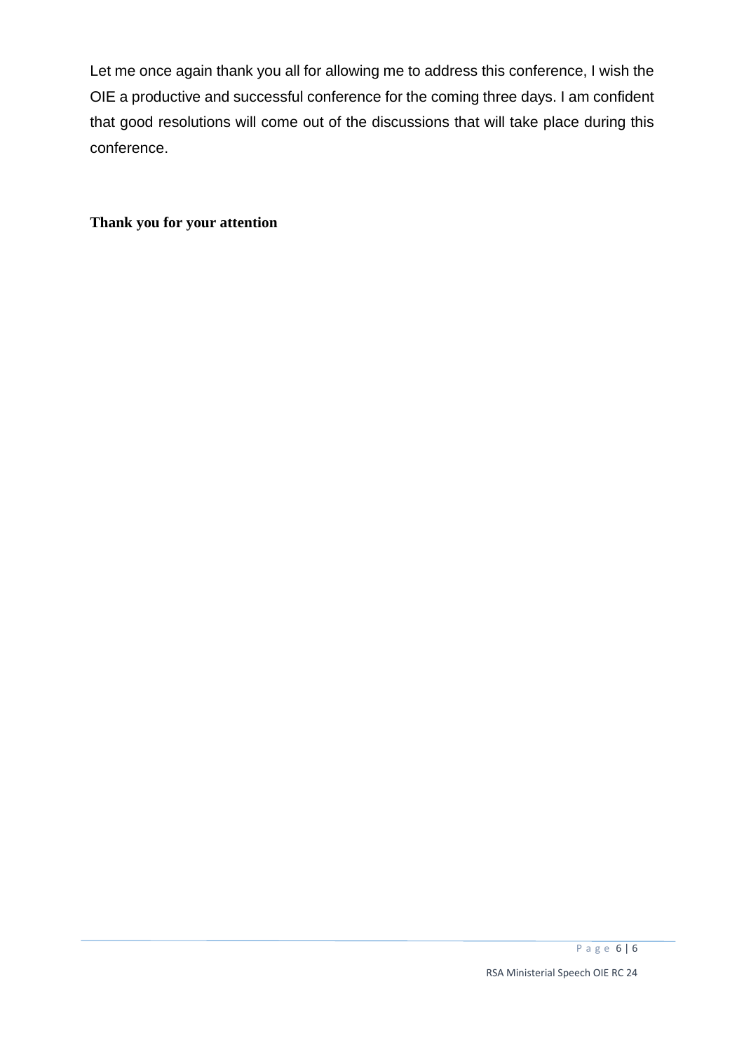Let me once again thank you all for allowing me to address this conference, I wish the OIE a productive and successful conference for the coming three days. I am confident that good resolutions will come out of the discussions that will take place during this conference.

**Thank you for your attention**